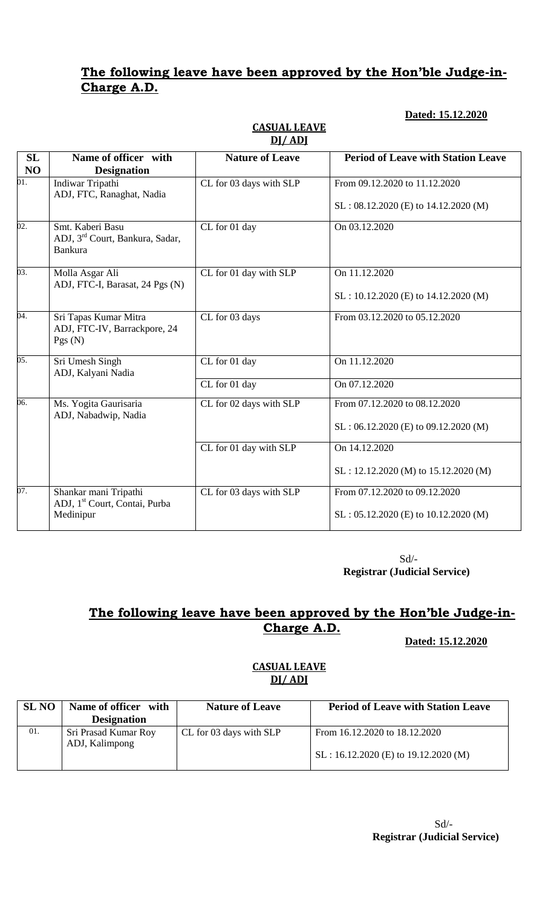## **The following leave have been approved by the Hon'ble Judge-in-Charge A.D.**

**Dated: 15.12.2020**

**CASUAL LEAVE**
**DJ/ ADJ**

| SL NO | Name of officer with Designation | Nature of Leave | Period of Leave with Station Leave |
|---|---|---|---|
| 01. | Indiwar Tripathi ADJ, FTC, Ranaghat, Nadia | CL for 03 days with SLP | From 09.12.2020 to 11.12.2020<br>SL : 08.12.2020 (E) to 14.12.2020 (M) |
| 02. | Smt. Kaberi Basu ADJ, 3rd Court, Bankura, Sadar, Bankura | CL for 01 day | On 03.12.2020 |
| 03. | Molla Asgar Ali ADJ, FTC-I, Barasat, 24 Pgs (N) | CL for 01 day with SLP | On 11.12.2020<br>SL : 10.12.2020 (E) to 14.12.2020 (M) |
| 04. | Sri Tapas Kumar Mitra ADJ, FTC-IV, Barrackpore, 24 Pgs (N) | CL for 03 days | From 03.12.2020 to 05.12.2020 |
| 05. | Sri Umesh Singh ADJ, Kalyani Nadia | CL for 01 day | On 11.12.2020 |
| | | CL for 01 day | On 07.12.2020 |
| 06. | Ms. Yogita Gaurisaria ADJ, Nabadwip, Nadia | CL for 02 days with SLP | From 07.12.2020 to 08.12.2020<br>SL : 06.12.2020 (E) to 09.12.2020 (M) |
| | | CL for 01 day with SLP | On 14.12.2020<br>SL : 12.12.2020 (M) to 15.12.2020 (M) |
| 07. | Shankar mani Tripathi ADJ, 1st Court, Contai, Purba Medinipur | CL for 03 days with SLP | From 07.12.2020 to 09.12.2020<br>SL : 05.12.2020 (E) to 10.12.2020 (M) |

Sd/-
**Registrar (Judicial Service)**

## **The following leave have been approved by the Hon'ble Judge-in-Charge A.D.**

**Dated: 15.12.2020**

**CASUAL LEAVE**
**DJ/ ADJ**

| SL NO | Name of officer with Designation | Nature of Leave | Period of Leave with Station Leave |
|---|---|---|---|
| 01. | Sri Prasad Kumar Roy ADJ, Kalimpong | CL for 03 days with SLP | From 16.12.2020 to 18.12.2020<br>SL : 16.12.2020 (E) to 19.12.2020 (M) |

Sd/-
**Registrar (Judicial Service)**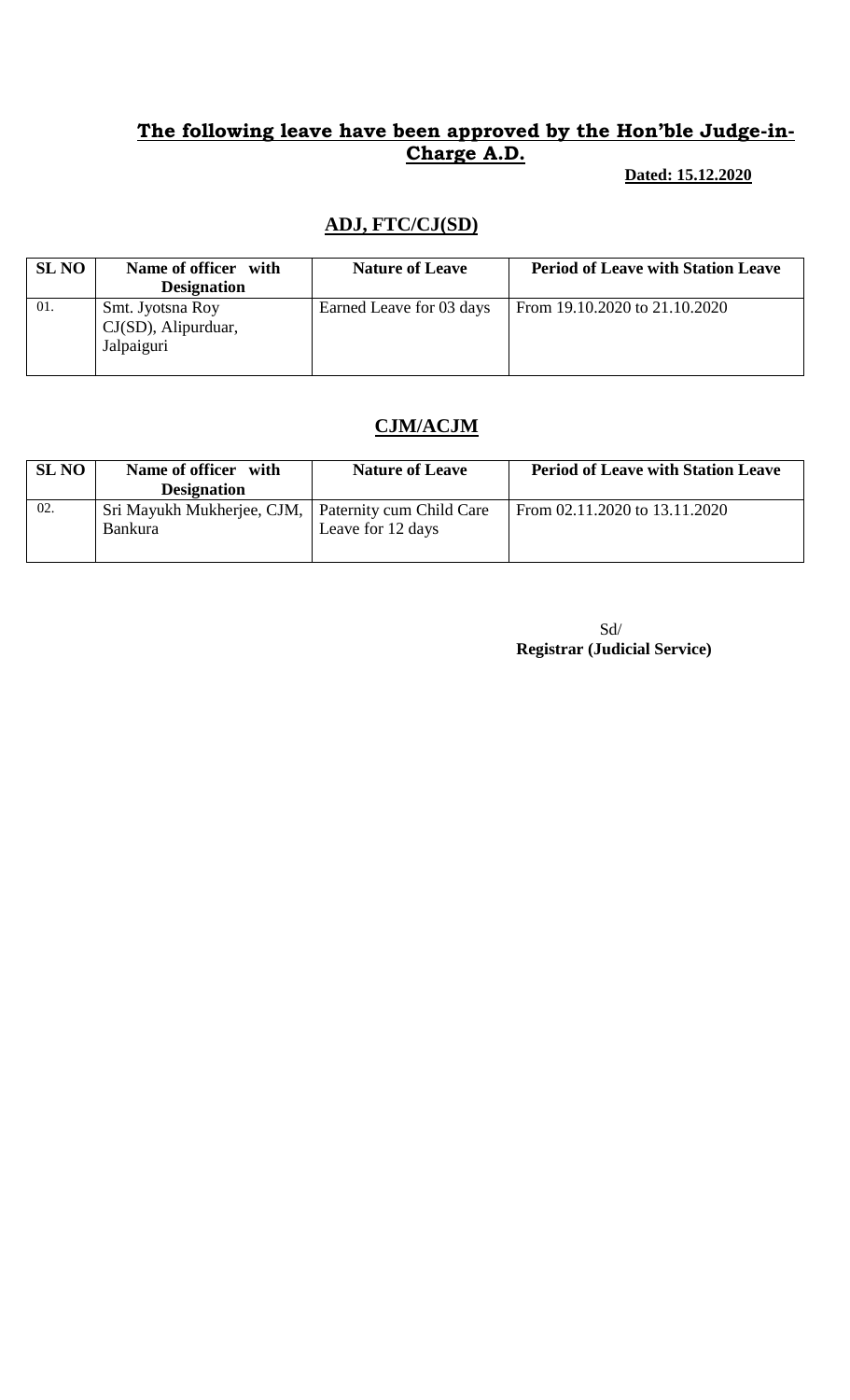## The following leave have been approved by the Hon'ble Judge-in-Charge A.D.

**Dated: 15.12.2020**

### ADJ, FTC/CJ(SD)

| SL NO | Name of officer with Designation | Nature of Leave | Period of Leave with Station Leave |
|---|---|---|---|
| 01. | Smt. Jyotsna Roy CJ(SD), Alipurduar, Jalpaiguri | Earned Leave for 03 days | From 19.10.2020 to 21.10.2020 |

### CJM/ACJM

| SL NO | Name of officer with Designation | Nature of Leave | Period of Leave with Station Leave |
|---|---|---|---|
| 02. | Sri Mayukh Mukherjee, CJM, Bankura | Paternity cum Child Care Leave for 12 days | From 02.11.2020 to 13.11.2020 |

Sd/

**Registrar (Judicial Service)**